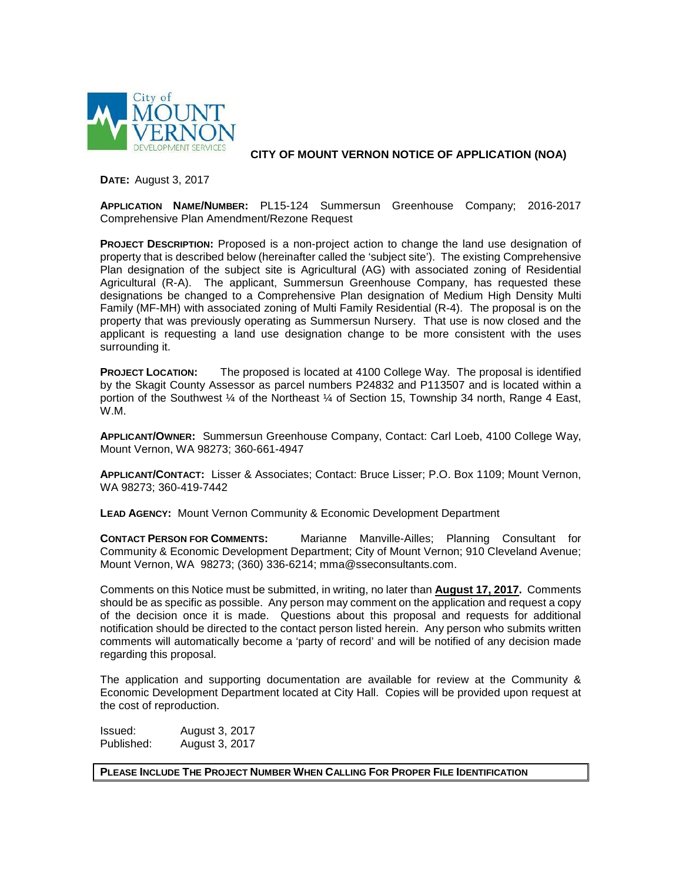City of MOUNT VERNON DEVELOPMENT SERVICES

# CITY OF MOUNT VERNON NOTICE OF APPLICATION (NOA)

**DATE:** August 3, 2017

**APPLICATION NAME/NUMBER:** PL15-124 Summersun Greenhouse Company; 2016-2017 Comprehensive Plan Amendment/Rezone Request

**PROJECT DESCRIPTION:** Proposed is a non-project action to change the land use designation of property that is described below (hereinafter called the 'subject site'). The existing Comprehensive Plan designation of the subject site is Agricultural (AG) with associated zoning of Residential Agricultural (R-A). The applicant, Summersun Greenhouse Company, has requested these designations be changed to a Comprehensive Plan designation of Medium High Density Multi Family (MF-MH) with associated zoning of Multi Family Residential (R-4). The proposal is on the property that was previously operating as Summersun Nursery. That use is now closed and the applicant is requesting a land use designation change to be more consistent with the uses surrounding it.

**PROJECT LOCATION:** The proposed is located at 4100 College Way. The proposal is identified by the Skagit County Assessor as parcel numbers P24832 and P113507 and is located within a portion of the Southwest ¼ of the Northeast ¼ of Section 15, Township 34 north, Range 4 East, W.M.

**APPLICANT/OWNER:** Summersun Greenhouse Company, Contact: Carl Loeb, 4100 College Way, Mount Vernon, WA 98273; 360-661-4947

**APPLICANT/CONTACT:** Lisser & Associates; Contact: Bruce Lisser; P.O. Box 1109; Mount Vernon, WA 98273; 360-419-7442

**LEAD AGENCY:** Mount Vernon Community & Economic Development Department

**CONTACT PERSON FOR COMMENTS:** Marianne Manville-Ailles; Planning Consultant for Community & Economic Development Department; City of Mount Vernon; 910 Cleveland Avenue; Mount Vernon, WA 98273; (360) 336-6214; mma@sseconsultants.com.

Comments on this Notice must be submitted, in writing, no later than **August 17, 2017.** Comments should be as specific as possible. Any person may comment on the application and request a copy of the decision once it is made. Questions about this proposal and requests for additional notification should be directed to the contact person listed herein. Any person who submits written comments will automatically become a 'party of record' and will be notified of any decision made regarding this proposal.

The application and supporting documentation are available for review at the Community & Economic Development Department located at City Hall. Copies will be provided upon request at the cost of reproduction.

Issued: August 3, 2017
Published: August 3, 2017

**PLEASE INCLUDE THE PROJECT NUMBER WHEN CALLING FOR PROPER FILE IDENTIFICATION**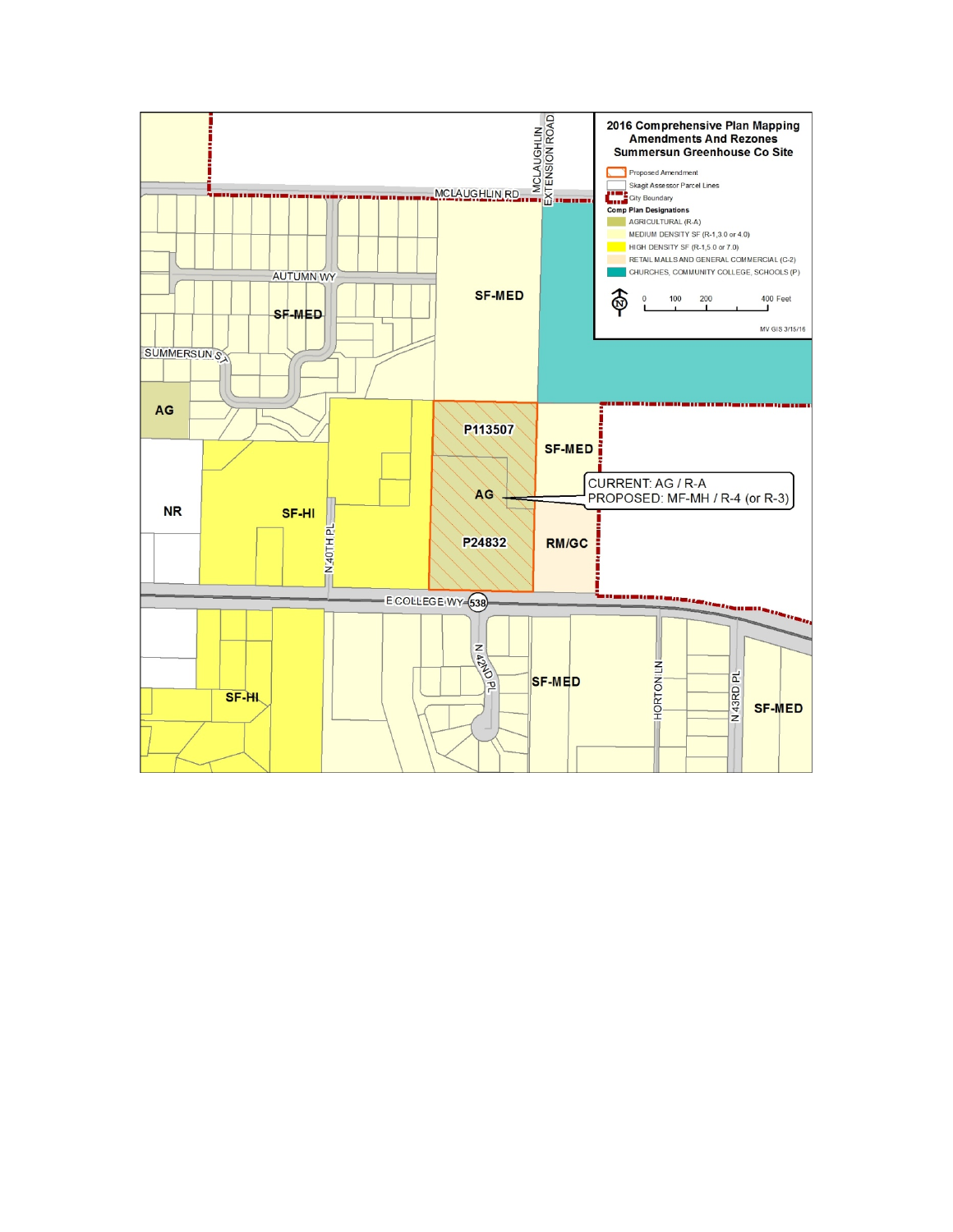## 2016 Comprehensive Plan Mapping Amendments And Rezones
## Summersun Greenhouse Co Site

Proposed Amendment

Skagit Assessor Parcel Lines

City Boundary

**Comp Plan Designations**

AGRICULTURAL (R-A)

MEDIUM DENSITY SF (R-1,3.0 or 4.0)

HIGH DENSITY SF (R-1,5.0 or 7.0)

RETAIL MALLS AND GENERAL COMMERCIAL (C-2)

CHURCHES, COMMUNITY COLLEGE, SCHOOLS (P)

N

0 100 200 400 Feet

MV GIS 3/15/16

MCLAUGHLIN RD

MCLAUGHLIN EXTENSION ROAD

AUTUMN WY

SUMMERSUN ST

SF-MED

SF-MED

AG

P113507

SF-MED

AG

CURRENT: AG / R-A
PROPOSED: MF-MH / R-4 (or R-3)

NR

SF-HI

N 40TH PL

P24832

RM/GC

E COLLEGE WY

538

N 42ND PL

SF-HI

SF-MED

HORTON LN

N 43RD PL

SF-MED